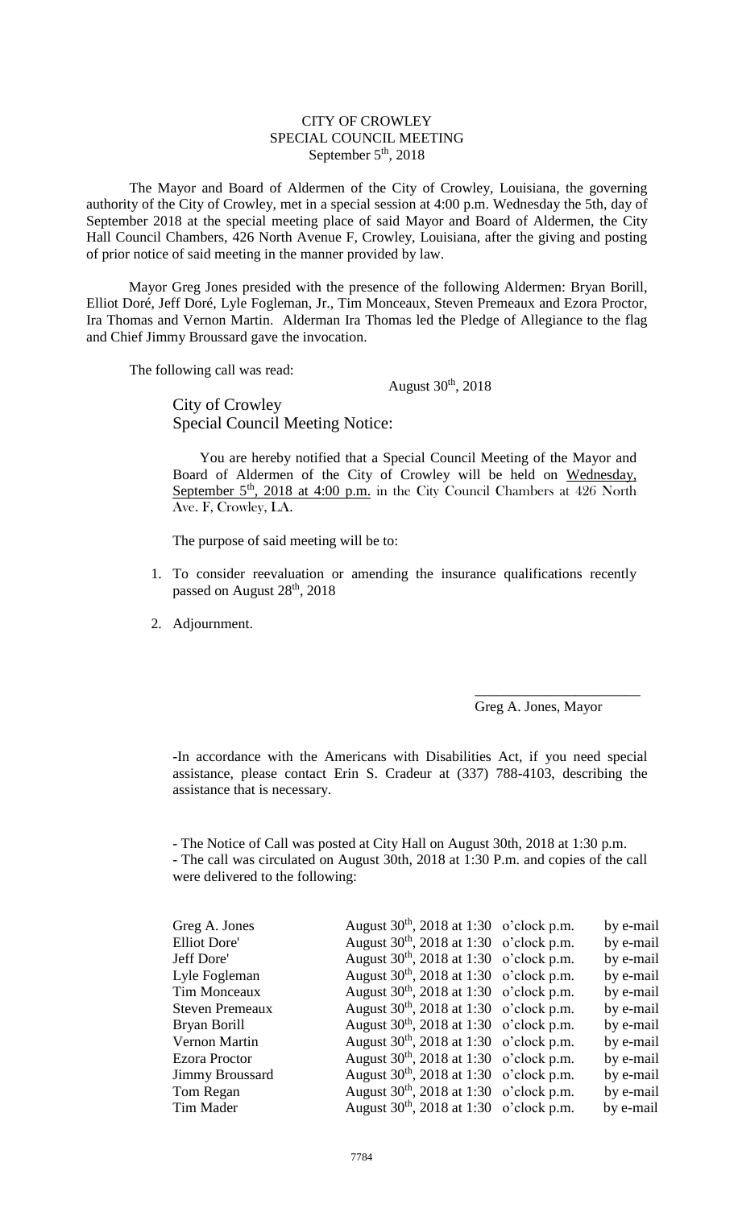CITY OF CROWLEY
SPECIAL COUNCIL MEETING
September 5th, 2018

The Mayor and Board of Aldermen of the City of Crowley, Louisiana, the governing authority of the City of Crowley, met in a special session at 4:00 p.m. Wednesday the 5th, day of September 2018 at the special meeting place of said Mayor and Board of Aldermen, the City Hall Council Chambers, 426 North Avenue F, Crowley, Louisiana, after the giving and posting of prior notice of said meeting in the manner provided by law.

Mayor Greg Jones presided with the presence of the following Aldermen: Bryan Borill, Elliot Doré, Jeff Doré, Lyle Fogleman, Jr., Tim Monceaux, Steven Premeaux and Ezora Proctor, Ira Thomas and Vernon Martin. Alderman Ira Thomas led the Pledge of Allegiance to the flag and Chief Jimmy Broussard gave the invocation.

The following call was read:

August 30th, 2018

City of Crowley
Special Council Meeting Notice:

You are hereby notified that a Special Council Meeting of the Mayor and Board of Aldermen of the City of Crowley will be held on Wednesday, September 5th, 2018 at 4:00 p.m. in the City Council Chambers at 426 North Ave. F, Crowley, LA.

The purpose of said meeting will be to:

1. To consider reevaluation or amending the insurance qualifications recently passed on August 28th, 2018
2. Adjournment.

\_\_\_\_\_\_\_\_\_\_\_\_\_\_\_\_\_\_\_\_\_\_\_
Greg A. Jones, Mayor

-In accordance with the Americans with Disabilities Act, if you need special assistance, please contact Erin S. Cradeur at (337) 788-4103, describing the assistance that is necessary.

- The Notice of Call was posted at City Hall on August 30th, 2018 at 1:30 p.m.
- The call was circulated on August 30th, 2018 at 1:30 P.m. and copies of the call were delivered to the following:

| | | |
|---|---|---|
| Greg A. Jones | August 30th, 2018 at 1:30 o'clock p.m. | by e-mail |
| Elliot Dore' | August 30th, 2018 at 1:30 o'clock p.m. | by e-mail |
| Jeff Dore' | August 30th, 2018 at 1:30 o'clock p.m. | by e-mail |
| Lyle Fogleman | August 30th, 2018 at 1:30 o'clock p.m. | by e-mail |
| Tim Monceaux | August 30th, 2018 at 1:30 o'clock p.m. | by e-mail |
| Steven Premeaux | August 30th, 2018 at 1:30 o'clock p.m. | by e-mail |
| Bryan Borill | August 30th, 2018 at 1:30 o'clock p.m. | by e-mail |
| Vernon Martin | August 30th, 2018 at 1:30 o'clock p.m. | by e-mail |
| Ezora Proctor | August 30th, 2018 at 1:30 o'clock p.m. | by e-mail |
| Jimmy Broussard | August 30th, 2018 at 1:30 o'clock p.m. | by e-mail |
| Tom Regan | August 30th, 2018 at 1:30 o'clock p.m. | by e-mail |
| Tim Mader | August 30th, 2018 at 1:30 o'clock p.m. | by e-mail |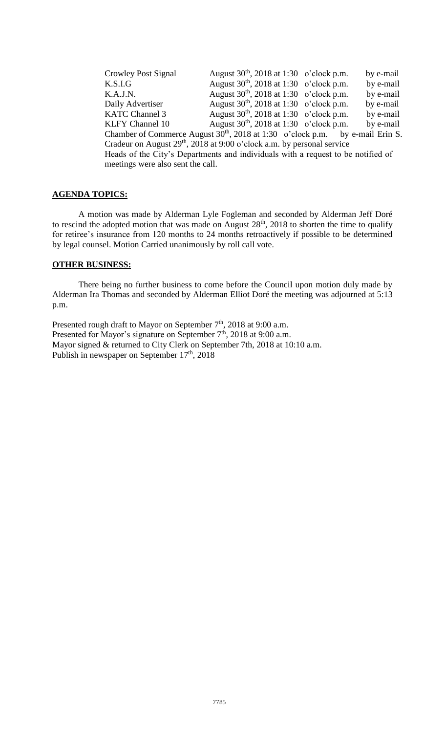| | | |
|---|---|---|
| Crowley Post Signal | August 30th, 2018 at 1:30 o'clock p.m. | by e-mail |
| K.S.I.G | August 30th, 2018 at 1:30 o'clock p.m. | by e-mail |
| K.A.J.N. | August 30th, 2018 at 1:30 o'clock p.m. | by e-mail |
| Daily Advertiser | August 30th, 2018 at 1:30 o'clock p.m. | by e-mail |
| KATC Channel 3 | August 30th, 2018 at 1:30 o'clock p.m. | by e-mail |
| KLFY Channel 10 | August 30th, 2018 at 1:30 o'clock p.m. | by e-mail |

Chamber of Commerce August 30th, 2018 at 1:30 o'clock p.m. by e-mail Erin S. Cradeur on August 29th, 2018 at 9:00 o'clock a.m. by personal service

Heads of the City's Departments and individuals with a request to be notified of meetings were also sent the call.

## AGENDA TOPICS:

A motion was made by Alderman Lyle Fogleman and seconded by Alderman Jeff Doré to rescind the adopted motion that was made on August 28th, 2018 to shorten the time to qualify for retiree's insurance from 120 months to 24 months retroactively if possible to be determined by legal counsel. Motion Carried unanimously by roll call vote.

## OTHER BUSINESS:

There being no further business to come before the Council upon motion duly made by Alderman Ira Thomas and seconded by Alderman Elliot Doré the meeting was adjourned at 5:13 p.m.

Presented rough draft to Mayor on September 7th, 2018 at 9:00 a.m.
Presented for Mayor's signature on September 7th, 2018 at 9:00 a.m.
Mayor signed & returned to City Clerk on September 7th, 2018 at 10:10 a.m.
Publish in newspaper on September 17th, 2018